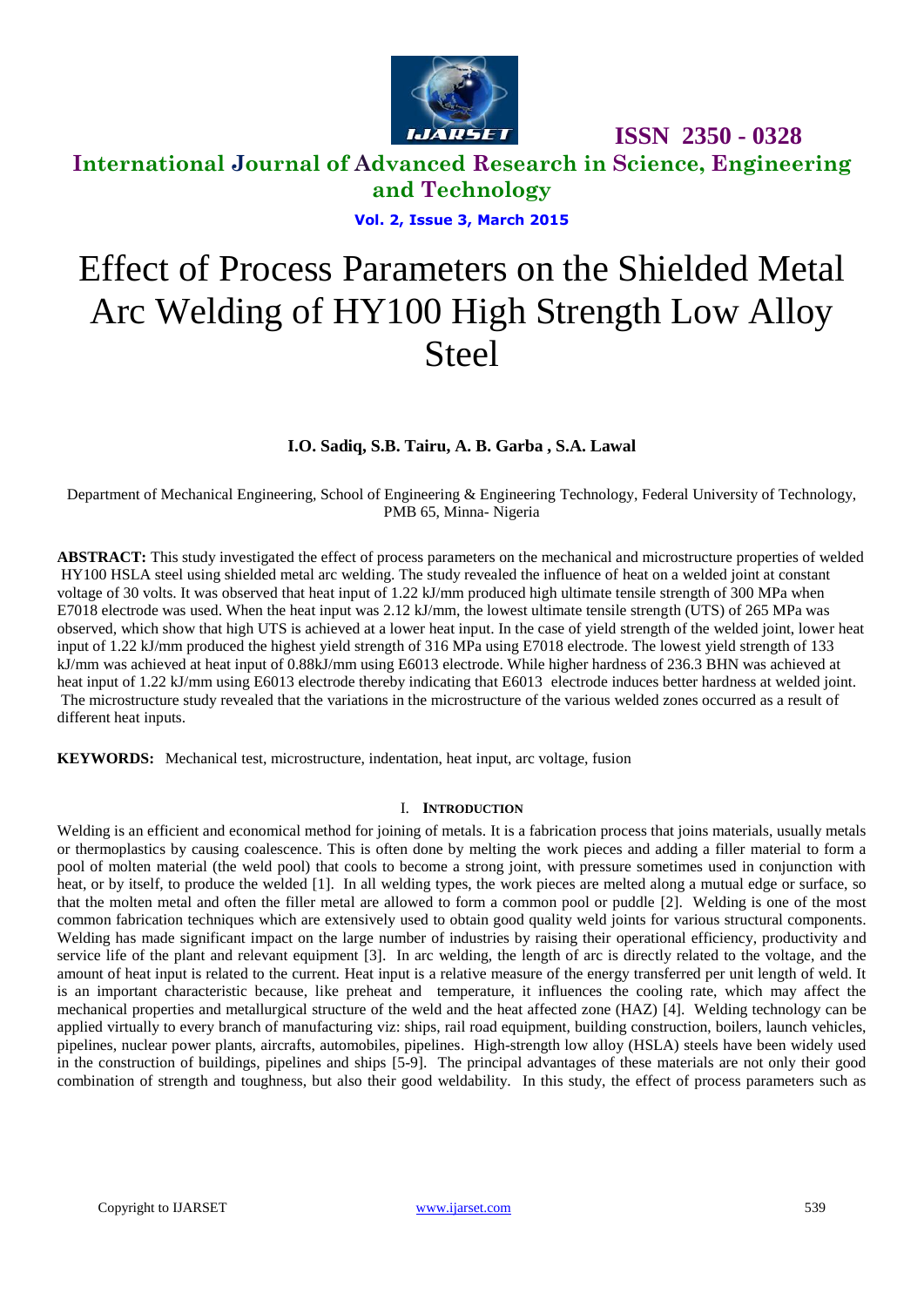# Effect of Process Parameters on the Shielded Metal Arc Welding of HY100 High Strength Low Alloy Steel

**I.O. Sadiq, S.B. Tairu, A. B. Garba , S.A. Lawal**

Department of Mechanical Engineering, School of Engineering & Engineering Technology, Federal University of Technology, PMB 65, Minna- Nigeria

**ABSTRACT:** This study investigated the effect of process parameters on the mechanical and microstructure properties of welded HY100 HSLA steel using shielded metal arc welding. The study revealed the influence of heat on a welded joint at constant voltage of 30 volts. It was observed that heat input of 1.22 kJ/mm produced high ultimate tensile strength of 300 MPa when E7018 electrode was used. When the heat input was 2.12 kJ/mm, the lowest ultimate tensile strength (UTS) of 265 MPa was observed, which show that high UTS is achieved at a lower heat input. In the case of yield strength of the welded joint, lower heat input of 1.22 kJ/mm produced the highest yield strength of 316 MPa using E7018 electrode. The lowest yield strength of 133 kJ/mm was achieved at heat input of 0.88kJ/mm using E6013 electrode. While higher hardness of 236.3 BHN was achieved at heat input of 1.22 kJ/mm using E6013 electrode thereby indicating that E6013 electrode induces better hardness at welded joint. The microstructure study revealed that the variations in the microstructure of the various welded zones occurred as a result of different heat inputs.

**KEYWORDS:** Mechanical test, microstructure, indentation, heat input, arc voltage, fusion

## I. INTRODUCTION

Welding is an efficient and economical method for joining of metals. It is a fabrication process that joins materials, usually metals or thermoplastics by causing coalescence. This is often done by melting the work pieces and adding a filler material to form a pool of molten material (the weld pool) that cools to become a strong joint, with pressure sometimes used in conjunction with heat, or by itself, to produce the welded [1]. In all welding types, the work pieces are melted along a mutual edge or surface, so that the molten metal and often the filler metal are allowed to form a common pool or puddle [2]. Welding is one of the most common fabrication techniques which are extensively used to obtain good quality weld joints for various structural components. Welding has made significant impact on the large number of industries by raising their operational efficiency, productivity and service life of the plant and relevant equipment [3]. In arc welding, the length of arc is directly related to the voltage, and the amount of heat input is related to the current. Heat input is a relative measure of the energy transferred per unit length of weld. It is an important characteristic because, like preheat and temperature, it influences the cooling rate, which may affect the mechanical properties and metallurgical structure of the weld and the heat affected zone (HAZ) [4]. Welding technology can be applied virtually to every branch of manufacturing viz: ships, rail road equipment, building construction, boilers, launch vehicles, pipelines, nuclear power plants, aircrafts, automobiles, pipelines. High-strength low alloy (HSLA) steels have been widely used in the construction of buildings, pipelines and ships [5-9]. The principal advantages of these materials are not only their good combination of strength and toughness, but also their good weldability. In this study, the effect of process parameters such as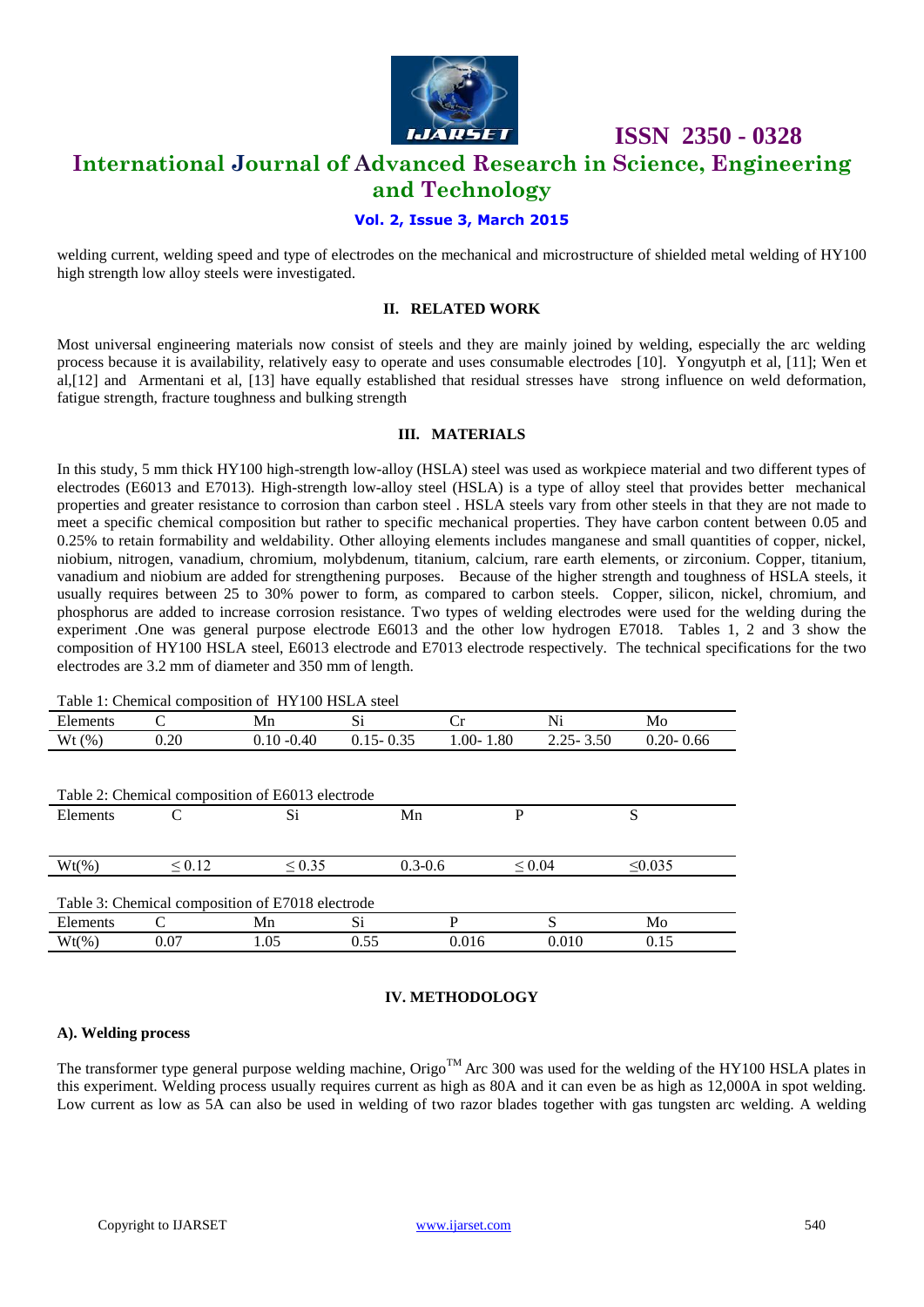welding current, welding speed and type of electrodes on the mechanical and microstructure of shielded metal welding of HY100 high strength low alloy steels were investigated.

## II. RELATED WORK

Most universal engineering materials now consist of steels and they are mainly joined by welding, especially the arc welding process because it is availability, relatively easy to operate and uses consumable electrodes [10]. Yongyutph et al, [11]; Wen et al,[12] and Armentani et al, [13] have equally established that residual stresses have strong influence on weld deformation, fatigue strength, fracture toughness and bulking strength

## III. MATERIALS

In this study, 5 mm thick HY100 high-strength low-alloy (HSLA) steel was used as workpiece material and two different types of electrodes (E6013 and E7013). High-strength low-alloy steel (HSLA) is a type of alloy steel that provides better mechanical properties and greater resistance to corrosion than carbon steel . HSLA steels vary from other steels in that they are not made to meet a specific chemical composition but rather to specific mechanical properties. They have carbon content between 0.05 and 0.25% to retain formability and weldability. Other alloying elements includes manganese and small quantities of copper, nickel, niobium, nitrogen, vanadium, chromium, molybdenum, titanium, calcium, rare earth elements, or zirconium. Copper, titanium, vanadium and niobium are added for strengthening purposes. Because of the higher strength and toughness of HSLA steels, it usually requires between 25 to 30% power to form, as compared to carbon steels. Copper, silicon, nickel, chromium, and phosphorus are added to increase corrosion resistance. Two types of welding electrodes were used for the welding during the experiment .One was general purpose electrode E6013 and the other low hydrogen E7018. Tables 1, 2 and 3 show the composition of HY100 HSLA steel, E6013 electrode and E7013 electrode respectively. The technical specifications for the two electrodes are 3.2 mm of diameter and 350 mm of length.

Table 1: Chemical composition of HY100 HSLA steel

| Elements | C | Mn | Si | Cr | Ni | Mo |
|---|---|---|---|---|---|---|
| Wt (%) | 0.20 | 0.10 -0.40 | 0.15- 0.35 | 1.00- 1.80 | 2.25- 3.50 | 0.20- 0.66 |

Table 2: Chemical composition of E6013 electrode

| Elements | C | Si | Mn | P | S |
|---|---|---|---|---|---|
| Wt(%) | ≤ 0.12 | ≤ 0.35 | 0.3-0.6 | ≤ 0.04 | ≤0.035 |

Table 3: Chemical composition of E7018 electrode

| Elements | C | Mn | Si | P | S | Mo |
|---|---|---|---|---|---|---|
| Wt(%) | 0.07 | 1.05 | 0.55 | 0.016 | 0.010 | 0.15 |

## IV. METHODOLOGY

### A). Welding process

The transformer type general purpose welding machine, Origo$^{TM}$ Arc 300 was used for the welding of the HY100 HSLA plates in this experiment. Welding process usually requires current as high as 80A and it can even be as high as 12,000A in spot welding. Low current as low as 5A can also be used in welding of two razor blades together with gas tungsten arc welding. A welding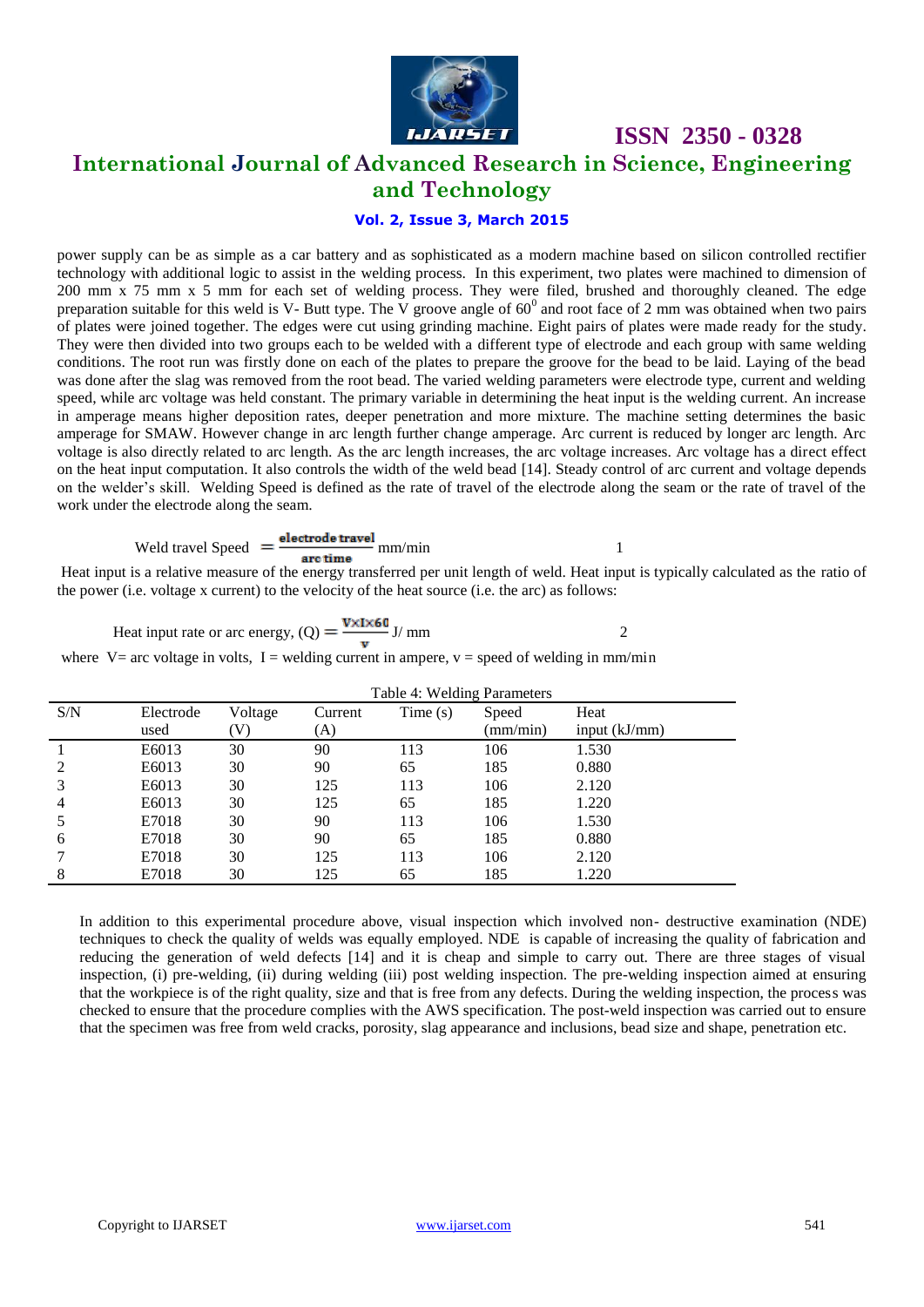power supply can be as simple as a car battery and as sophisticated as a modern machine based on silicon controlled rectifier technology with additional logic to assist in the welding process. In this experiment, two plates were machined to dimension of 200 mm x 75 mm x 5 mm for each set of welding process. They were filed, brushed and thoroughly cleaned. The edge preparation suitable for this weld is V- Butt type. The V groove angle of $60^0$ and root face of 2 mm was obtained when two pairs of plates were joined together. The edges were cut using grinding machine. Eight pairs of plates were made ready for the study. They were then divided into two groups each to be welded with a different type of electrode and each group with same welding conditions. The root run was firstly done on each of the plates to prepare the groove for the bead to be laid. Laying of the bead was done after the slag was removed from the root bead. The varied welding parameters were electrode type, current and welding speed, while arc voltage was held constant. The primary variable in determining the heat input is the welding current. An increase in amperage means higher deposition rates, deeper penetration and more mixture. The machine setting determines the basic amperage for SMAW. However change in arc length further change amperage. Arc current is reduced by longer arc length. Arc voltage is also directly related to arc length. As the arc length increases, the arc voltage increases. Arc voltage has a direct effect on the heat input computation. It also controls the width of the weld bead [14]. Steady control of arc current and voltage depends on the welder's skill. Welding Speed is defined as the rate of travel of the electrode along the seam or the rate of travel of the work under the electrode along the seam.

$$\text{Weld travel Speed} = \frac{\text{electrode travel}}{\text{arc time}} \text{ mm/min} \qquad 1$$

Heat input is a relative measure of the energy transferred per unit length of weld. Heat input is typically calculated as the ratio of the power (i.e. voltage x current) to the velocity of the heat source (i.e. the arc) as follows:

$$\text{Heat input rate or arc energy, (Q)} = \frac{V \times I \times 60}{v} \text{ J/ mm} \qquad 2$$

where V= arc voltage in volts, I = welding current in ampere, v = speed of welding in mm/min

Table 4: Welding Parameters

| S/N | Electrode used | Voltage (V) | Current (A) | Time (s) | Speed (mm/min) | Heat input (kJ/mm) |
|---|---|---|---|---|---|---|
| 1 | E6013 | 30 | 90 | 113 | 106 | 1.530 |
| 2 | E6013 | 30 | 90 | 65 | 185 | 0.880 |
| 3 | E6013 | 30 | 125 | 113 | 106 | 2.120 |
| 4 | E6013 | 30 | 125 | 65 | 185 | 1.220 |
| 5 | E7018 | 30 | 90 | 113 | 106 | 1.530 |
| 6 | E7018 | 30 | 90 | 65 | 185 | 0.880 |
| 7 | E7018 | 30 | 125 | 113 | 106 | 2.120 |
| 8 | E7018 | 30 | 125 | 65 | 185 | 1.220 |

In addition to this experimental procedure above, visual inspection which involved non- destructive examination (NDE) techniques to check the quality of welds was equally employed. NDE is capable of increasing the quality of fabrication and reducing the generation of weld defects [14] and it is cheap and simple to carry out. There are three stages of visual inspection, (i) pre-welding, (ii) during welding (iii) post welding inspection. The pre-welding inspection aimed at ensuring that the workpiece is of the right quality, size and that is free from any defects. During the welding inspection, the process was checked to ensure that the procedure complies with the AWS specification. The post-weld inspection was carried out to ensure that the specimen was free from weld cracks, porosity, slag appearance and inclusions, bead size and shape, penetration etc.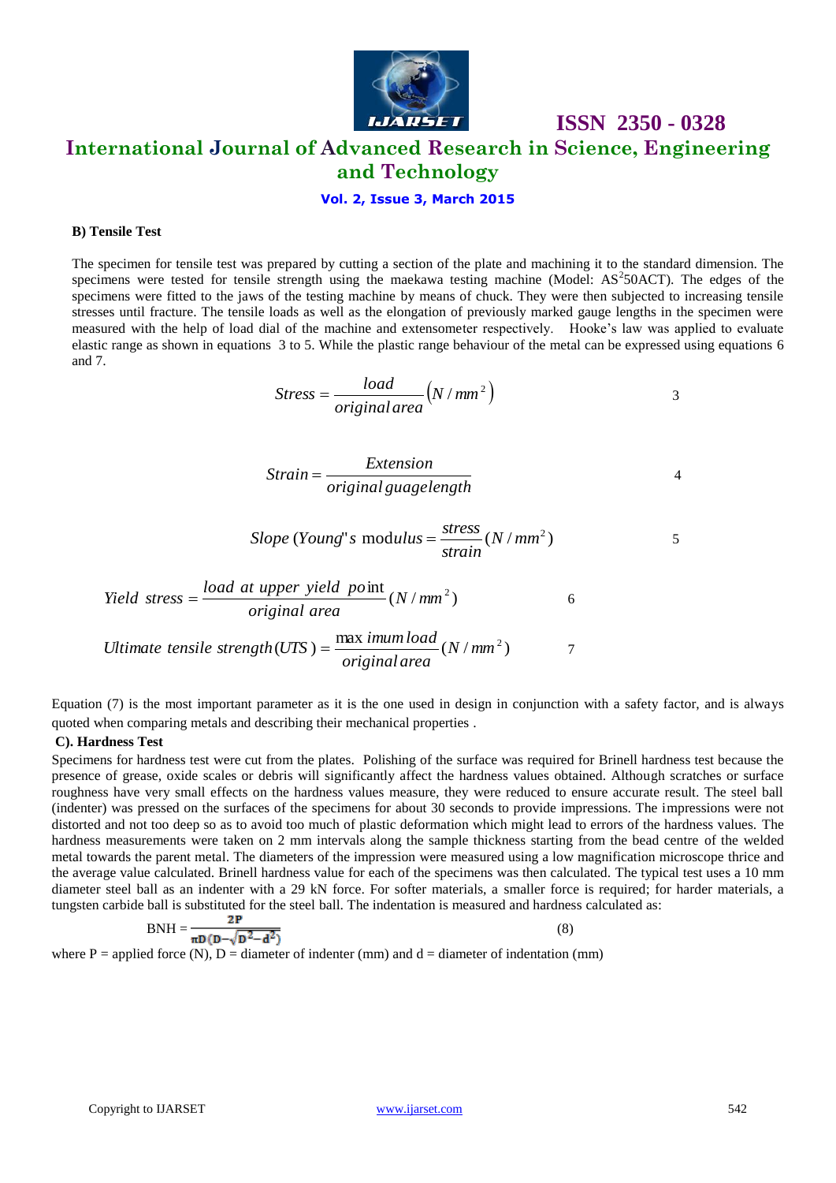### B) Tensile Test

The specimen for tensile test was prepared by cutting a section of the plate and machining it to the standard dimension. The specimens were tested for tensile strength using the maekawa testing machine (Model: $AS^2$50ACT). The edges of the specimens were fitted to the jaws of the testing machine by means of chuck. They were then subjected to increasing tensile stresses until fracture. The tensile loads as well as the elongation of previously marked gauge lengths in the specimen were measured with the help of load dial of the machine and extensometer respectively. Hooke's law was applied to evaluate elastic range as shown in equations 3 to 5. While the plastic range behaviour of the metal can be expressed using equations 6 and 7.

$$Stress = \frac{load}{original\,area}\left(N/mm^2\right) \quad (3)$$

$$Strain = \frac{Extension}{original\,guagelength} \quad (4)$$

$$Slope\;(Young's\;\text{modulus} = \frac{stress}{strain}(N/mm^2) \quad (5)$$

$$Yield\;\;stress = \frac{load\;\;at\;\;upper\;\;yield\;\;point}{original\;\;area}(N/mm^2) \quad (6)$$

$$Ultimate\;\;tensile\;\;strength\,(UTS\,) = \frac{\max imum\,load}{original\,area}(N/mm^2) \quad (7)$$

Equation (7) is the most important parameter as it is the one used in design in conjunction with a safety factor, and is always quoted when comparing metals and describing their mechanical properties .

### C). Hardness Test

Specimens for hardness test were cut from the plates. Polishing of the surface was required for Brinell hardness test because the presence of grease, oxide scales or debris will significantly affect the hardness values obtained. Although scratches or surface roughness have very small effects on the hardness values measure, they were reduced to ensure accurate result. The steel ball (indenter) was pressed on the surfaces of the specimens for about 30 seconds to provide impressions. The impressions were not distorted and not too deep so as to avoid too much of plastic deformation which might lead to errors of the hardness values. The hardness measurements were taken on 2 mm intervals along the sample thickness starting from the bead centre of the welded metal towards the parent metal. The diameters of the impression were measured using a low magnification microscope thrice and the average value calculated. Brinell hardness value for each of the specimens was then calculated. The typical test uses a 10 mm diameter steel ball as an indenter with a 29 kN force. For softer materials, a smaller force is required; for harder materials, a tungsten carbide ball is substituted for the steel ball. The indentation is measured and hardness calculated as:

$$\text{BNH} = \frac{2P}{\pi D\left(D - \sqrt{D^2 - d^2}\right)} \quad (8)$$

where P = applied force (N), D = diameter of indenter (mm) and d = diameter of indentation (mm)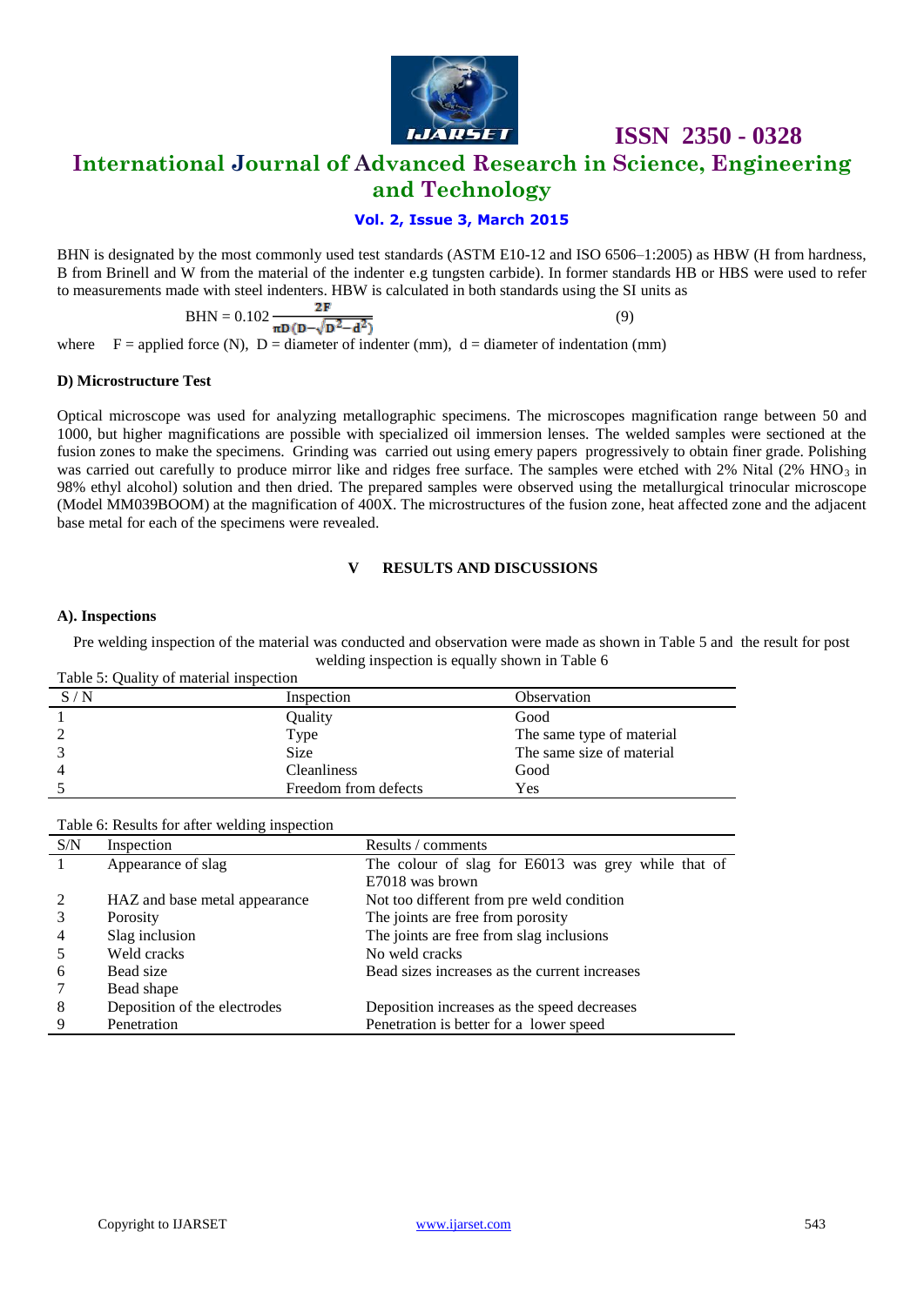BHN is designated by the most commonly used test standards (ASTM E10-12 and ISO 6506–1:2005) as HBW (H from hardness, B from Brinell and W from the material of the indenter e.g tungsten carbide). In former standards HB or HBS were used to refer to measurements made with steel indenters. HBW is calculated in both standards using the SI units as

$$BHN = 0.102 \frac{2F}{\pi D\left(D-\sqrt{D^2-d^2}\right)} \quad (9)$$

where F = applied force (N), D = diameter of indenter (mm), d = diameter of indentation (mm)

#### D) Microstructure Test

Optical microscope was used for analyzing metallographic specimens. The microscopes magnification range between 50 and 1000, but higher magnifications are possible with specialized oil immersion lenses. The welded samples were sectioned at the fusion zones to make the specimens. Grinding was carried out using emery papers progressively to obtain finer grade. Polishing was carried out carefully to produce mirror like and ridges free surface. The samples were etched with 2% Nital (2% $HNO_3$ in 98% ethyl alcohol) solution and then dried. The prepared samples were observed using the metallurgical trinocular microscope (Model MM039BOOM) at the magnification of 400X. The microstructures of the fusion zone, heat affected zone and the adjacent base metal for each of the specimens were revealed.

## V RESULTS AND DISCUSSIONS

#### A). Inspections

Pre welding inspection of the material was conducted and observation were made as shown in Table 5 and the result for post welding inspection is equally shown in Table 6

Table 5: Quality of material inspection

| S / N | Inspection | Observation |
|---|---|---|
| 1 | Quality | Good |
| 2 | Type | The same type of material |
| 3 | Size | The same size of material |
| 4 | Cleanliness | Good |
| 5 | Freedom from defects | Yes |

Table 6: Results for after welding inspection

| S/N | Inspection | Results / comments |
|---|---|---|
| 1 | Appearance of slag | The colour of slag for E6013 was grey while that of E7018 was brown |
| 2 | HAZ and base metal appearance | Not too different from pre weld condition |
| 3 | Porosity | The joints are free from porosity |
| 4 | Slag inclusion | The joints are free from slag inclusions |
| 5 | Weld cracks | No weld cracks |
| 6 | Bead size | Bead sizes increases as the current increases |
| 7 | Bead shape | |
| 8 | Deposition of the electrodes | Deposition increases as the speed decreases |
| 9 | Penetration | Penetration is better for a lower speed |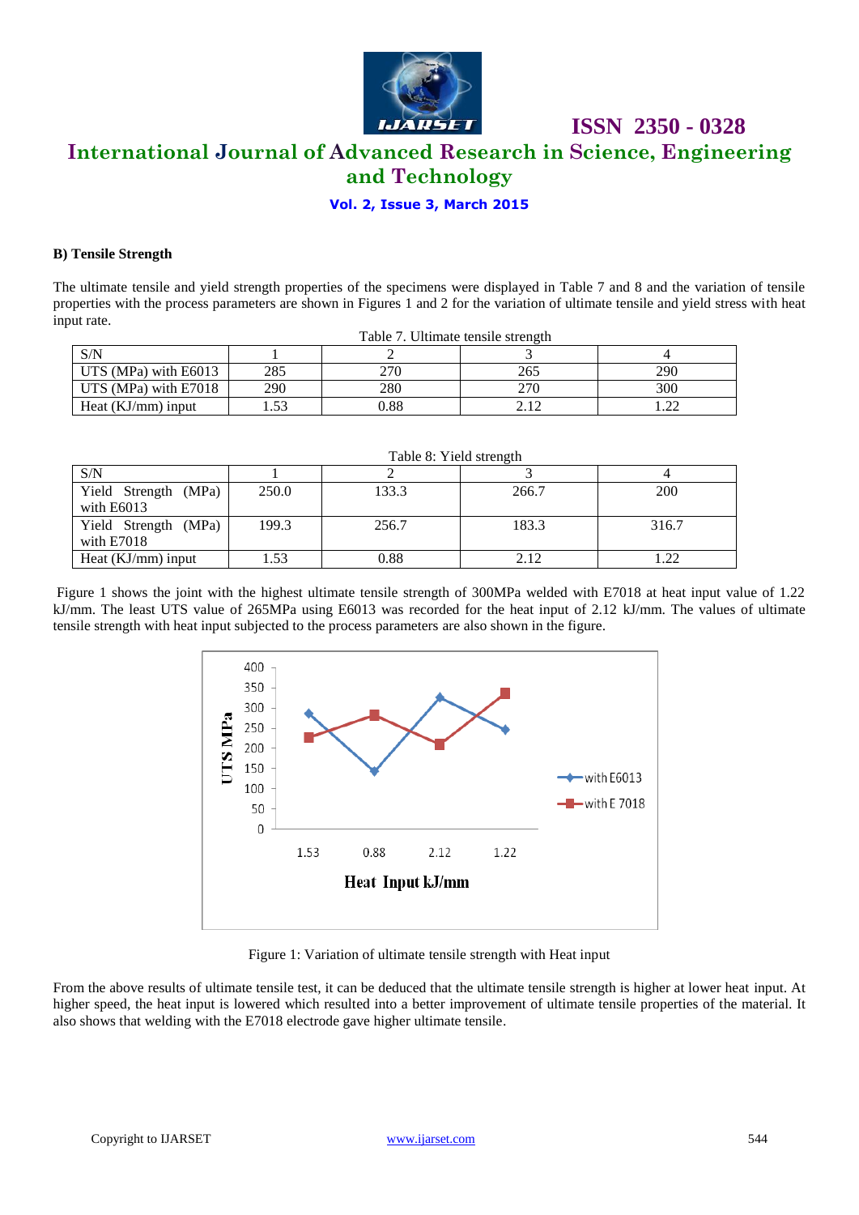### B) Tensile Strength

The ultimate tensile and yield strength properties of the specimens were displayed in Table 7 and 8 and the variation of tensile properties with the process parameters are shown in Figures 1 and 2 for the variation of ultimate tensile and yield stress with heat input rate.

Table 7. Ultimate tensile strength

| S/N | 1 | 2 | 3 | 4 |
|---|---|---|---|---|
| UTS (MPa) with E6013 | 285 | 270 | 265 | 290 |
| UTS (MPa) with E7018 | 290 | 280 | 270 | 300 |
| Heat (KJ/mm) input | 1.53 | 0.88 | 2.12 | 1.22 |

Table 8: Yield strength

| S/N | 1 | 2 | 3 | 4 |
|---|---|---|---|---|
| Yield Strength (MPa) with E6013 | 250.0 | 133.3 | 266.7 | 200 |
| Yield Strength (MPa) with E7018 | 199.3 | 256.7 | 183.3 | 316.7 |
| Heat (KJ/mm) input | 1.53 | 0.88 | 2.12 | 1.22 |

Figure 1 shows the joint with the highest ultimate tensile strength of 300MPa welded with E7018 at heat input value of 1.22 kJ/mm. The least UTS value of 265MPa using E6013 was recorded for the heat input of 2.12 kJ/mm. The values of ultimate tensile strength with heat input subjected to the process parameters are also shown in the figure.

Figure 1: Variation of ultimate tensile strength with Heat input

From the above results of ultimate tensile test, it can be deduced that the ultimate tensile strength is higher at lower heat input. At higher speed, the heat input is lowered which resulted into a better improvement of ultimate tensile properties of the material. It also shows that welding with the E7018 electrode gave higher ultimate tensile.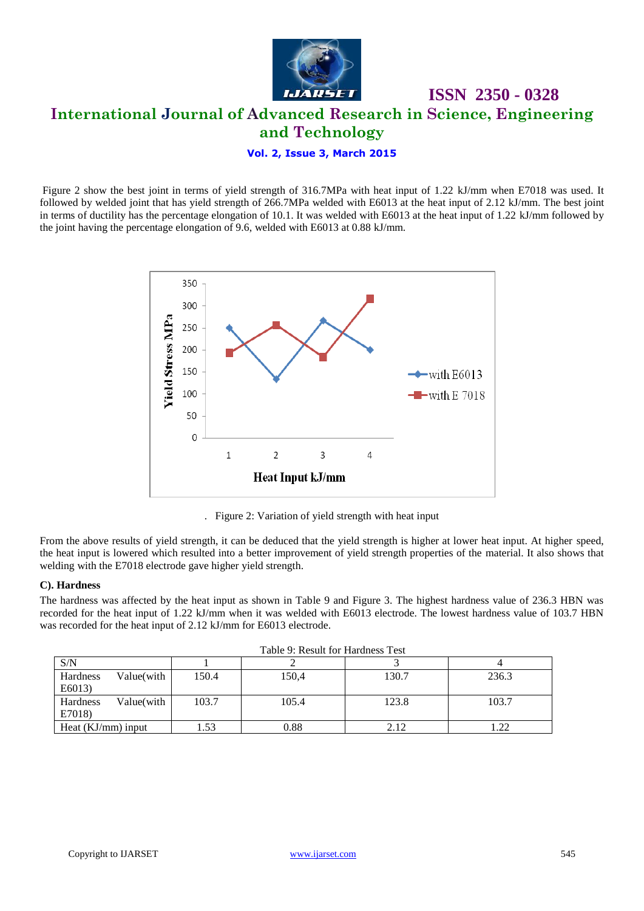Figure 2 show the best joint in terms of yield strength of 316.7MPa with heat input of 1.22 kJ/mm when E7018 was used. It followed by welded joint that has yield strength of 266.7MPa welded with E6013 at the heat input of 2.12 kJ/mm. The best joint in terms of ductility has the percentage elongation of 10.1. It was welded with E6013 at the heat input of 1.22 kJ/mm followed by the joint having the percentage elongation of 9.6, welded with E6013 at 0.88 kJ/mm.

. Figure 2: Variation of yield strength with heat input

From the above results of yield strength, it can be deduced that the yield strength is higher at lower heat input. At higher speed, the heat input is lowered which resulted into a better improvement of yield strength properties of the material. It also shows that welding with the E7018 electrode gave higher yield strength.

### C). Hardness

The hardness was affected by the heat input as shown in Table 9 and Figure 3. The highest hardness value of 236.3 HBN was recorded for the heat input of 1.22 kJ/mm when it was welded with E6013 electrode. The lowest hardness value of 103.7 HBN was recorded for the heat input of 2.12 kJ/mm for E6013 electrode.

Table 9: Result for Hardness Test

| S/N | 1 | 2 | 3 | 4 |
|---|---|---|---|---|
| Hardness Value(with E6013) | 150.4 | 150,4 | 130.7 | 236.3 |
| Hardness Value(with E7018) | 103.7 | 105.4 | 123.8 | 103.7 |
| Heat (KJ/mm) input | 1.53 | 0.88 | 2.12 | 1.22 |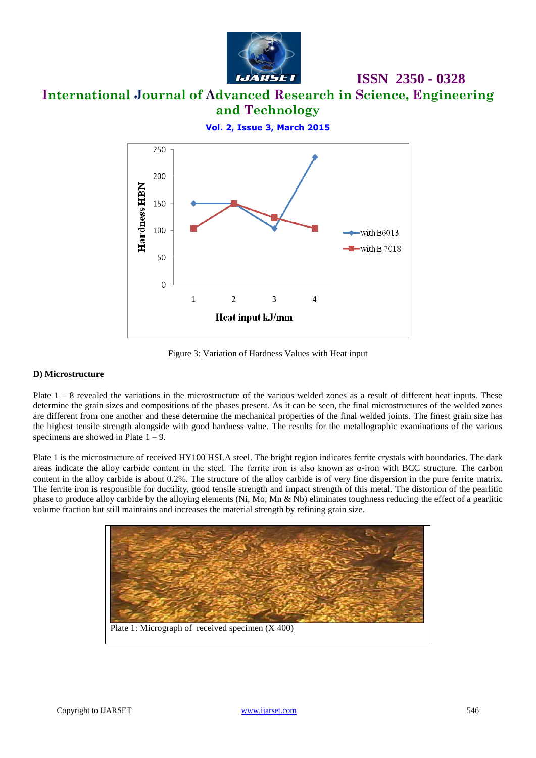Figure 3: Variation of Hardness Values with Heat input

**D) Microstructure**

Plate 1 – 8 revealed the variations in the microstructure of the various welded zones as a result of different heat inputs. These determine the grain sizes and compositions of the phases present. As it can be seen, the final microstructures of the welded zones are different from one another and these determine the mechanical properties of the final welded joints. The finest grain size has the highest tensile strength alongside with good hardness value. The results for the metallographic examinations of the various specimens are showed in Plate 1 – 9.

Plate 1 is the microstructure of received HY100 HSLA steel. The bright region indicates ferrite crystals with boundaries. The dark areas indicate the alloy carbide content in the steel. The ferrite iron is also known as α-iron with BCC structure. The carbon content in the alloy carbide is about 0.2%. The structure of the alloy carbide is of very fine dispersion in the pure ferrite matrix. The ferrite iron is responsible for ductility, good tensile strength and impact strength of this metal. The distortion of the pearlitic phase to produce alloy carbide by the alloying elements (Ni, Mo, Mn & Nb) eliminates toughness reducing the effect of a pearlitic volume fraction but still maintains and increases the material strength by refining grain size.

Plate 1: Micrograph of received specimen (X 400)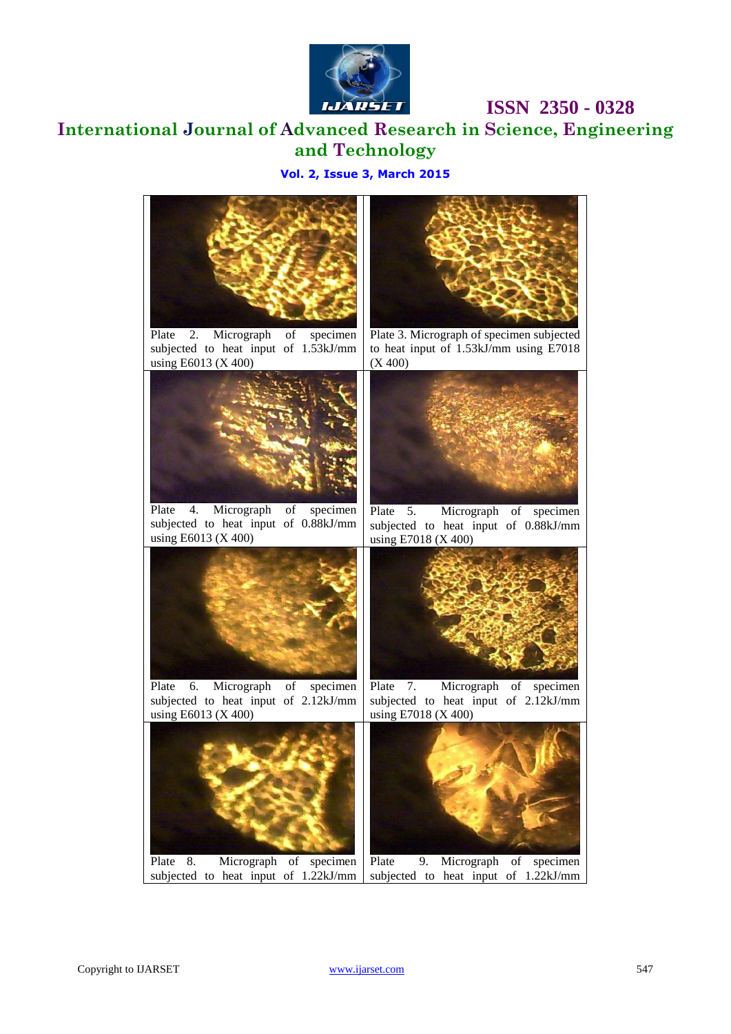| | |
|---|---|
| Plate 2. Micrograph of specimen subjected to heat input of 1.53kJ/mm using E6013 (X 400) | Plate 3. Micrograph of specimen subjected to heat input of 1.53kJ/mm using E7018 (X 400) |
| Plate 4. Micrograph of specimen subjected to heat input of 0.88kJ/mm using E6013 (X 400) | Plate 5. Micrograph of specimen subjected to heat input of 0.88kJ/mm using E7018 (X 400) |
| Plate 6. Micrograph of specimen subjected to heat input of 2.12kJ/mm using E6013 (X 400) | Plate 7. Micrograph of specimen subjected to heat input of 2.12kJ/mm using E7018 (X 400) |
| Plate 8. Micrograph of specimen subjected to heat input of 1.22kJ/mm | Plate 9. Micrograph of specimen subjected to heat input of 1.22kJ/mm |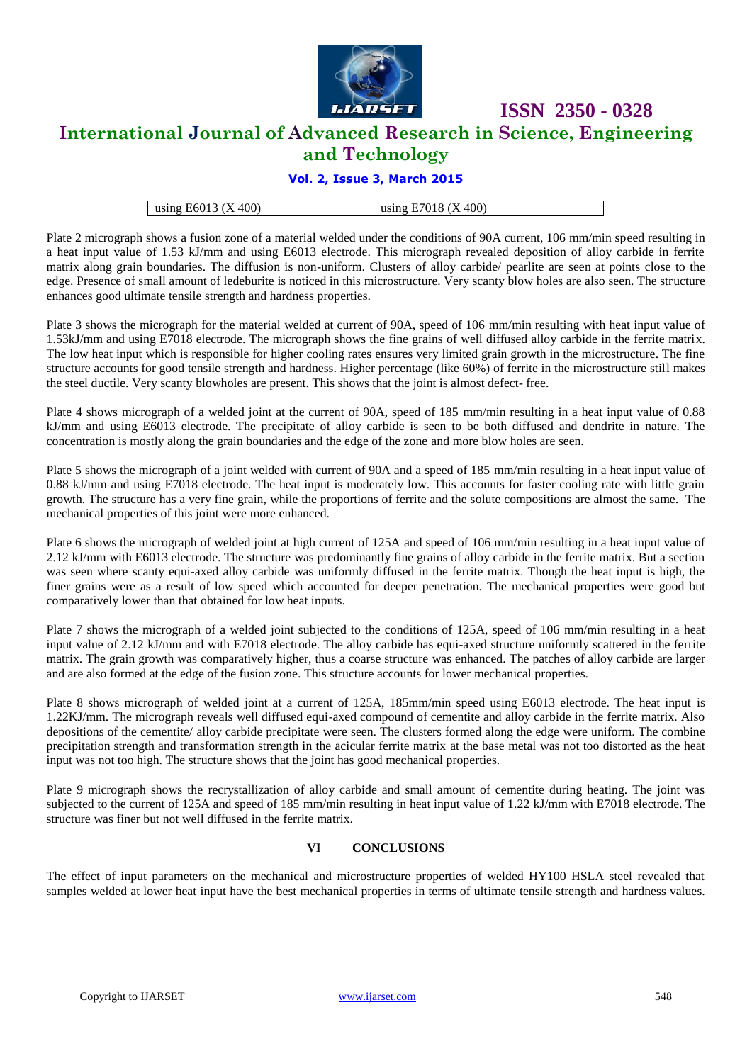| using E6013 (X 400) | using E7018 (X 400) |
|---|---|

Plate 2 micrograph shows a fusion zone of a material welded under the conditions of 90A current, 106 mm/min speed resulting in a heat input value of 1.53 kJ/mm and using E6013 electrode. This micrograph revealed deposition of alloy carbide in ferrite matrix along grain boundaries. The diffusion is non-uniform. Clusters of alloy carbide/ pearlite are seen at points close to the edge. Presence of small amount of ledeburite is noticed in this microstructure. Very scanty blow holes are also seen. The structure enhances good ultimate tensile strength and hardness properties.

Plate 3 shows the micrograph for the material welded at current of 90A, speed of 106 mm/min resulting with heat input value of 1.53kJ/mm and using E7018 electrode. The micrograph shows the fine grains of well diffused alloy carbide in the ferrite matrix. The low heat input which is responsible for higher cooling rates ensures very limited grain growth in the microstructure. The fine structure accounts for good tensile strength and hardness. Higher percentage (like 60%) of ferrite in the microstructure still makes the steel ductile. Very scanty blowholes are present. This shows that the joint is almost defect- free.

Plate 4 shows micrograph of a welded joint at the current of 90A, speed of 185 mm/min resulting in a heat input value of 0.88 kJ/mm and using E6013 electrode. The precipitate of alloy carbide is seen to be both diffused and dendrite in nature. The concentration is mostly along the grain boundaries and the edge of the zone and more blow holes are seen.

Plate 5 shows the micrograph of a joint welded with current of 90A and a speed of 185 mm/min resulting in a heat input value of 0.88 kJ/mm and using E7018 electrode. The heat input is moderately low. This accounts for faster cooling rate with little grain growth. The structure has a very fine grain, while the proportions of ferrite and the solute compositions are almost the same. The mechanical properties of this joint were more enhanced.

Plate 6 shows the micrograph of welded joint at high current of 125A and speed of 106 mm/min resulting in a heat input value of 2.12 kJ/mm with E6013 electrode. The structure was predominantly fine grains of alloy carbide in the ferrite matrix. But a section was seen where scanty equi-axed alloy carbide was uniformly diffused in the ferrite matrix. Though the heat input is high, the finer grains were as a result of low speed which accounted for deeper penetration. The mechanical properties were good but comparatively lower than that obtained for low heat inputs.

Plate 7 shows the micrograph of a welded joint subjected to the conditions of 125A, speed of 106 mm/min resulting in a heat input value of 2.12 kJ/mm and with E7018 electrode. The alloy carbide has equi-axed structure uniformly scattered in the ferrite matrix. The grain growth was comparatively higher, thus a coarse structure was enhanced. The patches of alloy carbide are larger and are also formed at the edge of the fusion zone. This structure accounts for lower mechanical properties.

Plate 8 shows micrograph of welded joint at a current of 125A, 185mm/min speed using E6013 electrode. The heat input is 1.22KJ/mm. The micrograph reveals well diffused equi-axed compound of cementite and alloy carbide in the ferrite matrix. Also depositions of the cementite/ alloy carbide precipitate were seen. The clusters formed along the edge were uniform. The combine precipitation strength and transformation strength in the acicular ferrite matrix at the base metal was not too distorted as the heat input was not too high. The structure shows that the joint has good mechanical properties.

Plate 9 micrograph shows the recrystallization of alloy carbide and small amount of cementite during heating. The joint was subjected to the current of 125A and speed of 185 mm/min resulting in heat input value of 1.22 kJ/mm with E7018 electrode. The structure was finer but not well diffused in the ferrite matrix.

## VI CONCLUSIONS

The effect of input parameters on the mechanical and microstructure properties of welded HY100 HSLA steel revealed that samples welded at lower heat input have the best mechanical properties in terms of ultimate tensile strength and hardness values.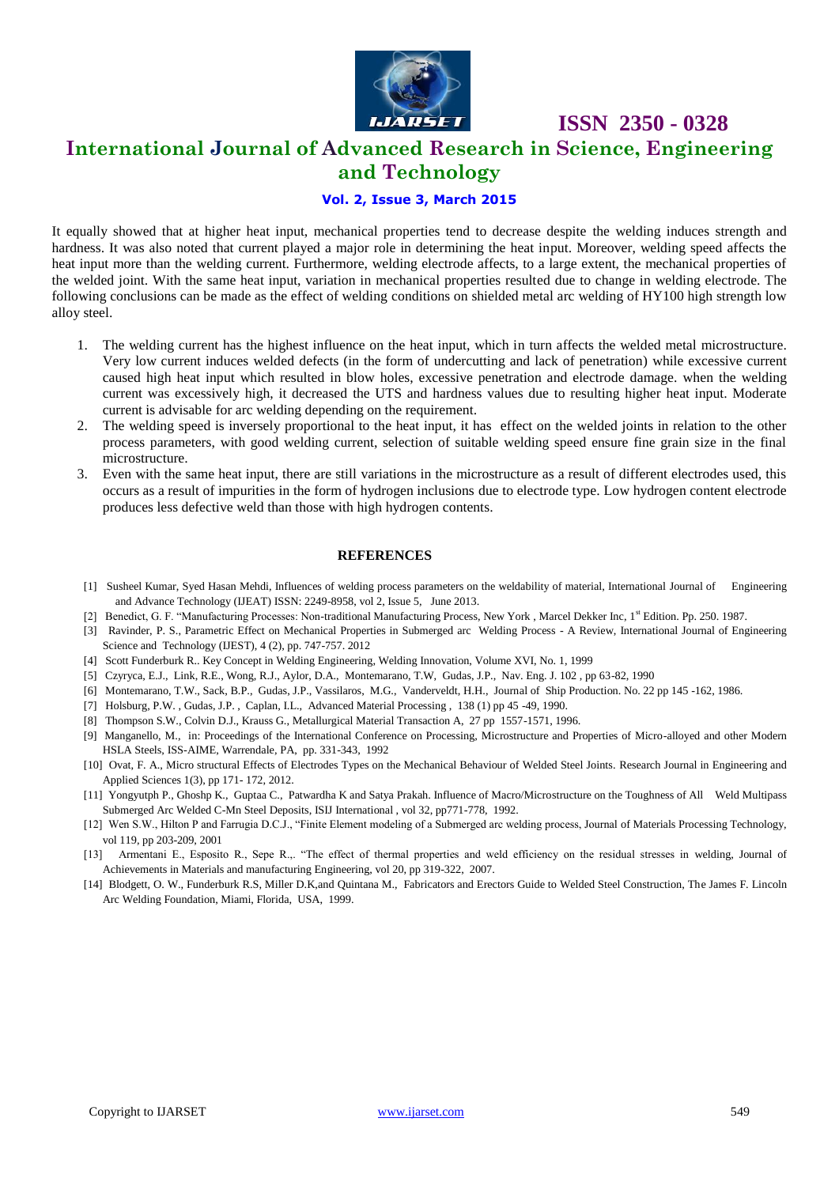It equally showed that at higher heat input, mechanical properties tend to decrease despite the welding induces strength and hardness. It was also noted that current played a major role in determining the heat input. Moreover, welding speed affects the heat input more than the welding current. Furthermore, welding electrode affects, to a large extent, the mechanical properties of the welded joint. With the same heat input, variation in mechanical properties resulted due to change in welding electrode. The following conclusions can be made as the effect of welding conditions on shielded metal arc welding of HY100 high strength low alloy steel.

1. The welding current has the highest influence on the heat input, which in turn affects the welded metal microstructure. Very low current induces welded defects (in the form of undercutting and lack of penetration) while excessive current caused high heat input which resulted in blow holes, excessive penetration and electrode damage. when the welding current was excessively high, it decreased the UTS and hardness values due to resulting higher heat input. Moderate current is advisable for arc welding depending on the requirement.
2. The welding speed is inversely proportional to the heat input, it has effect on the welded joints in relation to the other process parameters, with good welding current, selection of suitable welding speed ensure fine grain size in the final microstructure.
3. Even with the same heat input, there are still variations in the microstructure as a result of different electrodes used, this occurs as a result of impurities in the form of hydrogen inclusions due to electrode type. Low hydrogen content electrode produces less defective weld than those with high hydrogen contents.

## REFERENCES

[1] Susheel Kumar, Syed Hasan Mehdi, Influences of welding process parameters on the weldability of material, International Journal of Engineering and Advance Technology (IJEAT) ISSN: 2249-8958, vol 2, Issue 5, June 2013.

[2] Benedict, G. F. "Manufacturing Processes: Non-traditional Manufacturing Process, New York , Marcel Dekker Inc, 1st Edition. Pp. 250. 1987.

[3] Ravinder, P. S., Parametric Effect on Mechanical Properties in Submerged arc Welding Process - A Review, International Journal of Engineering Science and Technology (IJEST), 4 (2), pp. 747-757. 2012

[4] Scott Funderburk R.. Key Concept in Welding Engineering, Welding Innovation, Volume XVI, No. 1, 1999

[5] Czyryca, E.J., Link, R.E., Wong, R.J., Aylor, D.A., Montemarano, T.W, Gudas, J.P., Nav. Eng. J. 102 , pp 63-82, 1990

[6] Montemarano, T.W., Sack, B.P., Gudas, J.P., Vassilaros, M.G., Vanderveldt, H.H., Journal of Ship Production. No. 22 pp 145 -162, 1986.

[7] Holsburg, P.W. , Gudas, J.P. , Caplan, I.L., Advanced Material Processing , 138 (1) pp 45 -49, 1990.

[8] Thompson S.W., Colvin D.J., Krauss G., Metallurgical Material Transaction A, 27 pp 1557-1571, 1996.

[9] Manganello, M., in: Proceedings of the International Conference on Processing, Microstructure and Properties of Micro-alloyed and other Modern HSLA Steels, ISS-AIME, Warrendale, PA, pp. 331-343, 1992

[10] Ovat, F. A., Micro structural Effects of Electrodes Types on the Mechanical Behaviour of Welded Steel Joints. Research Journal in Engineering and Applied Sciences 1(3), pp 171- 172, 2012.

[11] Yongyutph P., Ghoshp K., Guptaa C., Patwardha K and Satya Prakah. Influence of Macro/Microstructure on the Toughness of All Weld Multipass Submerged Arc Welded C-Mn Steel Deposits, ISIJ International , vol 32, pp771-778, 1992.

[12] Wen S.W., Hilton P and Farrugia D.C.J., "Finite Element modeling of a Submerged arc welding process, Journal of Materials Processing Technology, vol 119, pp 203-209, 2001

[13] Armentani E., Esposito R., Sepe R.,. "The effect of thermal properties and weld efficiency on the residual stresses in welding, Journal of Achievements in Materials and manufacturing Engineering, vol 20, pp 319-322, 2007.

[14] Blodgett, O. W., Funderburk R.S, Miller D.K,and Quintana M., Fabricators and Erectors Guide to Welded Steel Construction, The James F. Lincoln Arc Welding Foundation, Miami, Florida, USA, 1999.